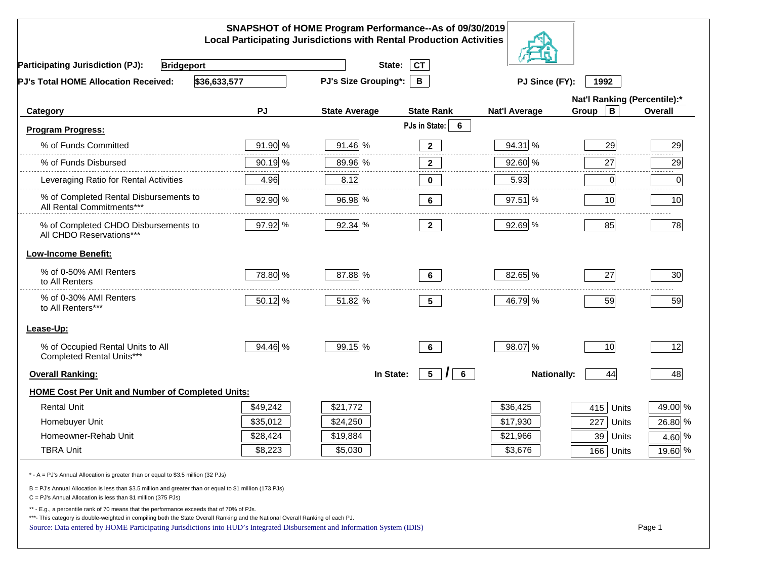# SNAPSHOT of HOME Program Performance--As of 09/30/2019
## Local Participating Jurisdictions with Rental Production Activities

**Participating Jurisdiction (PJ):** Bridgeport **State:** CT

**PJ's Total HOME Allocation Received:** $36,633,577 **PJ's Size Grouping*:** B **PJ Since (FY):** 1992

| Category | PJ | State Average | State Rank | Nat'l Average | Nat'l Ranking (Percentile):* Group B | Overall |
|---|---|---|---|---|---|---|
| **Program Progress:** | | | PJs in State: 6 | | | |
| % of Funds Committed | 91.90 % | 91.46 % | 2 | 94.31 % | 29 | 29 |
| % of Funds Disbursed | 90.19 % | 89.96 % | 2 | 92.60 % | 27 | 29 |
| Leveraging Ratio for Rental Activities | 4.96 | 8.12 | 0 | 5.93 | 0 | 0 |
| % of Completed Rental Disbursements to All Rental Commitments*** | 92.90 % | 96.98 % | 6 | 97.51 % | 10 | 10 |
| % of Completed CHDO Disbursements to All CHDO Reservations*** | 97.92 % | 92.34 % | 2 | 92.69 % | 85 | 78 |
| **Low-Income Benefit:** | | | | | | |
| % of 0-50% AMI Renters to All Renters | 78.80 % | 87.88 % | 6 | 82.65 % | 27 | 30 |
| % of 0-30% AMI Renters to All Renters*** | 50.12 % | 51.82 % | 5 | 46.79 % | 59 | 59 |
| **Lease-Up:** | | | | | | |
| % of Occupied Rental Units to All Completed Rental Units*** | 94.46 % | 99.15 % | 6 | 98.07 % | 10 | 12 |
| **Overall Ranking:** | | In State: | 5 / 6 | Nationally: | 44 | 48 |
| **HOME Cost Per Unit and Number of Completed Units:** | | | | | | |
| Rental Unit | $49,242 | $21,772 | | $36,425 | 415 Units | 49.00 % |
| Homebuyer Unit | $35,012 | $24,250 | | $17,930 | 227 Units | 26.80 % |
| Homeowner-Rehab Unit | $28,424 | $19,884 | | $21,966 | 39 Units | 4.60 % |
| TBRA Unit | $8,223 | $5,030 | | $3,676 | 166 Units | 19.60 % |

\* - A = PJ's Annual Allocation is greater than or equal to $3.5 million (32 PJs)

B = PJ's Annual Allocation is less than $3.5 million and greater than or equal to $1 million (173 PJs)

C = PJ's Annual Allocation is less than $1 million (375 PJs)

** - E.g., a percentile rank of 70 means that the performance exceeds that of 70% of PJs.

***- This category is double-weighted in compiling both the State Overall Ranking and the National Overall Ranking of each PJ.

Source: Data entered by HOME Participating Jurisdictions into HUD's Integrated Disbursement and Information System (IDIS)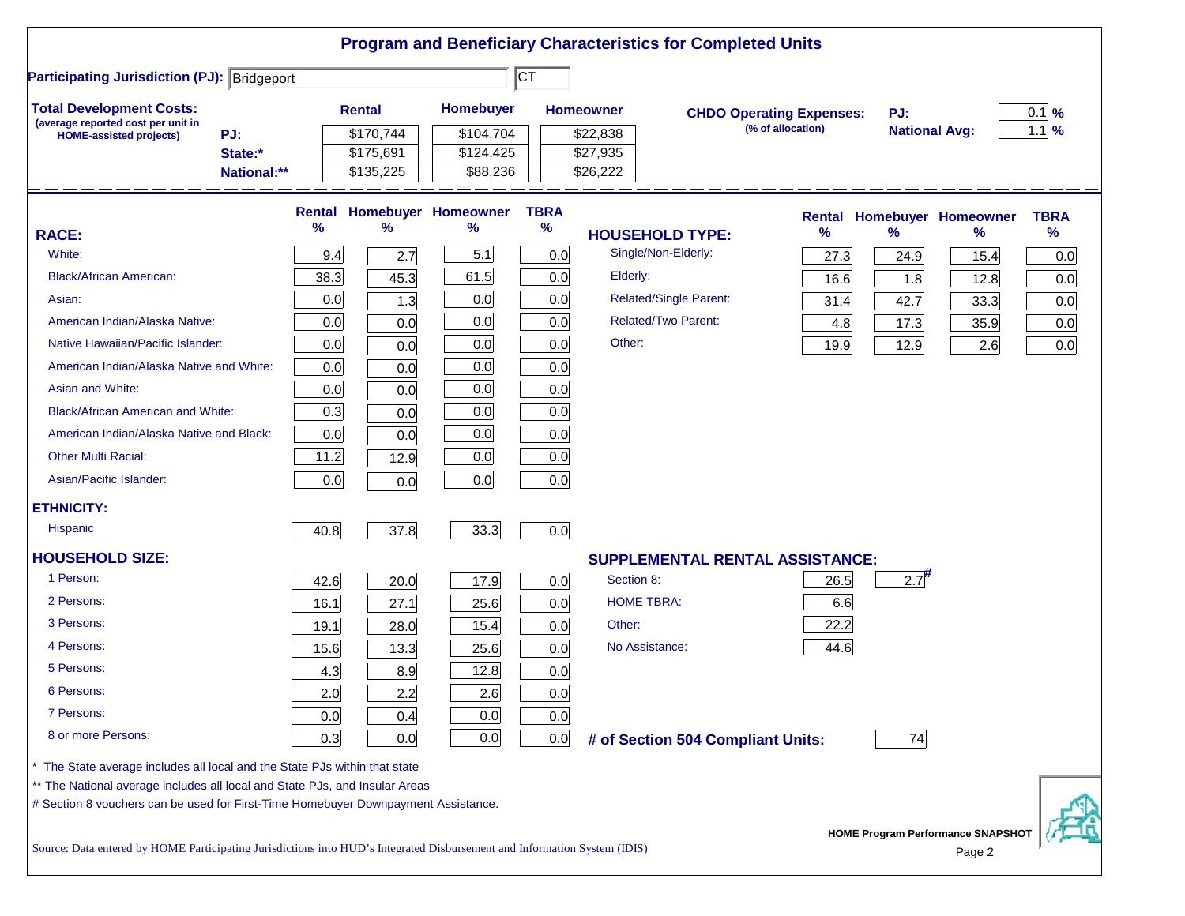# Program and Beneficiary Characteristics for Completed Units

**Participating Jurisdiction (PJ):** Bridgeport CT

**Total Development Costs:**
(average reported cost per unit in HOME-assisted projects)

| | Rental | Homebuyer | Homeowner |
|---|---|---|---|
| PJ: | $170,744 | $104,704 | $22,838 |
| State:* | $175,691 | $124,425 | $27,935 |
| National:** | $135,225 | $88,236 | $26,222 |

**CHDO Operating Expenses:** (% of allocation)

| | |
|---|---|
| PJ: | 0.1 % |
| National Avg: | 1.1 % |

| RACE: | Rental % | Homebuyer % | Homeowner % | TBRA % |
|---|---|---|---|---|
| White: | 9.4 | 2.7 | 5.1 | 0.0 |
| Black/African American: | 38.3 | 45.3 | 61.5 | 0.0 |
| Asian: | 0.0 | 1.3 | 0.0 | 0.0 |
| American Indian/Alaska Native: | 0.0 | 0.0 | 0.0 | 0.0 |
| Native Hawaiian/Pacific Islander: | 0.0 | 0.0 | 0.0 | 0.0 |
| American Indian/Alaska Native and White: | 0.0 | 0.0 | 0.0 | 0.0 |
| Asian and White: | 0.0 | 0.0 | 0.0 | 0.0 |
| Black/African American and White: | 0.3 | 0.0 | 0.0 | 0.0 |
| American Indian/Alaska Native and Black: | 0.0 | 0.0 | 0.0 | 0.0 |
| Other Multi Racial: | 11.2 | 12.9 | 0.0 | 0.0 |
| Asian/Pacific Islander: | 0.0 | 0.0 | 0.0 | 0.0 |
| **ETHNICITY:** | | | | |
| Hispanic | 40.8 | 37.8 | 33.3 | 0.0 |
| **HOUSEHOLD SIZE:** | | | | |
| 1 Person: | 42.6 | 20.0 | 17.9 | 0.0 |
| 2 Persons: | 16.1 | 27.1 | 25.6 | 0.0 |
| 3 Persons: | 19.1 | 28.0 | 15.4 | 0.0 |
| 4 Persons: | 15.6 | 13.3 | 25.6 | 0.0 |
| 5 Persons: | 4.3 | 8.9 | 12.8 | 0.0 |
| 6 Persons: | 2.0 | 2.2 | 2.6 | 0.0 |
| 7 Persons: | 0.0 | 0.4 | 0.0 | 0.0 |
| 8 or more Persons: | 0.3 | 0.0 | 0.0 | 0.0 |

| HOUSEHOLD TYPE: | Rental % | Homebuyer % | Homeowner % | TBRA % |
|---|---|---|---|---|
| Single/Non-Elderly: | 27.3 | 24.9 | 15.4 | 0.0 |
| Elderly: | 16.6 | 1.8 | 12.8 | 0.0 |
| Related/Single Parent: | 31.4 | 42.7 | 33.3 | 0.0 |
| Related/Two Parent: | 4.8 | 17.3 | 35.9 | 0.0 |
| Other: | 19.9 | 12.9 | 2.6 | 0.0 |

| SUPPLEMENTAL RENTAL ASSISTANCE: | Rental | Homebuyer |
|---|---|---|
| Section 8: | 26.5 | 2.7# |
| HOME TBRA: | 6.6 | |
| Other: | 22.2 | |
| No Assistance: | 44.6 | |

**# of Section 504 Compliant Units:** 74

\* The State average includes all local and the State PJs within that state

\*\* The National average includes all local and State PJs, and Insular Areas

\# Section 8 vouchers can be used for First-Time Homebuyer Downpayment Assistance.

Source: Data entered by HOME Participating Jurisdictions into HUD's Integrated Disbursement and Information System (IDIS)

HOME Program Performance SNAPSHOT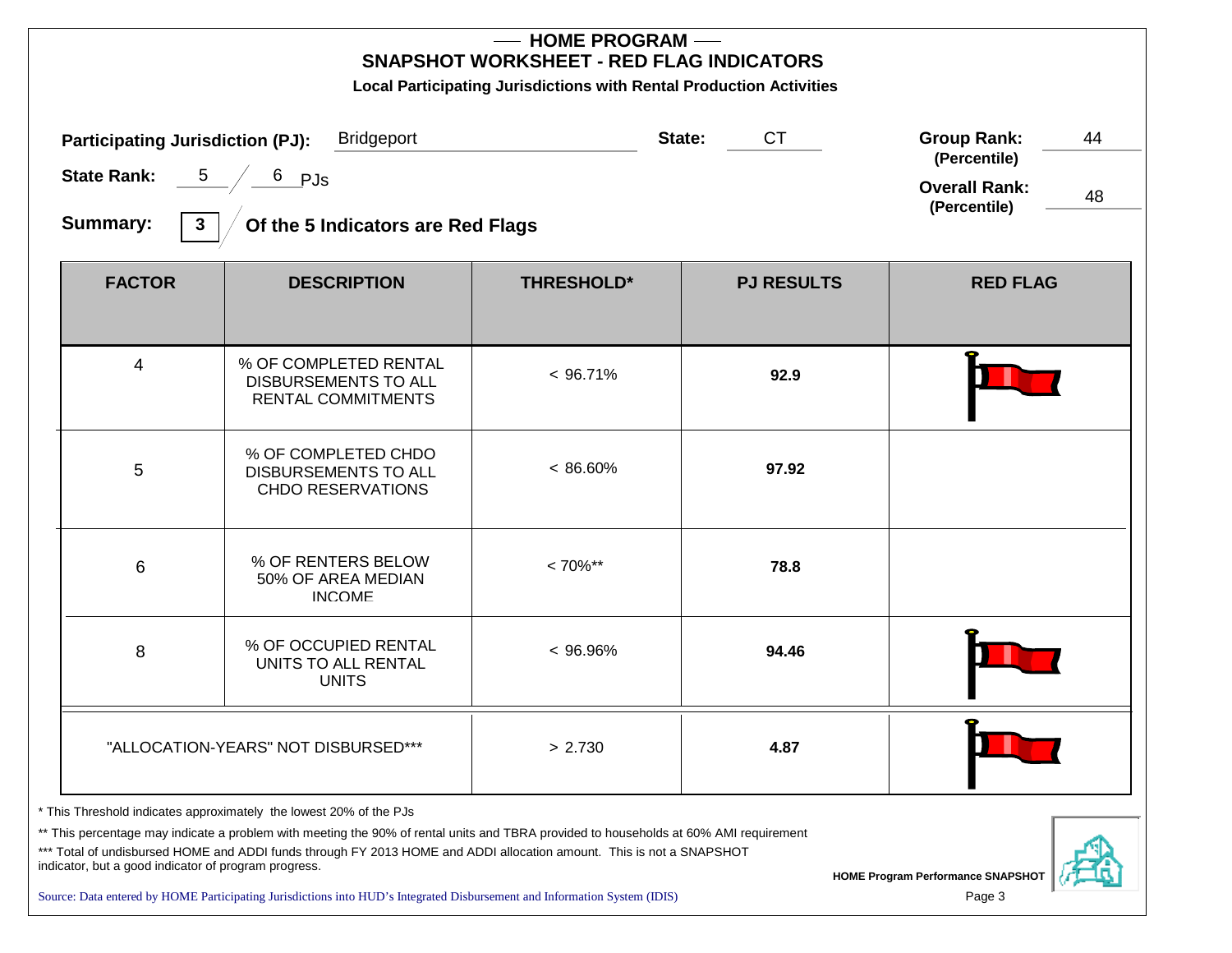# HOME PROGRAM

## SNAPSHOT WORKSHEET - RED FLAG INDICATORS

**Local Participating Jurisdictions with Rental Production Activities**

**Participating Jurisdiction (PJ):** Bridgeport **State:** CT **Group Rank:** 44 **(Percentile)**

**State Rank:** 5 / 6 PJs **Overall Rank:** 48 **(Percentile)**

**Summary:** 3 / Of the 5 Indicators are Red Flags

| FACTOR | DESCRIPTION | THRESHOLD* | PJ RESULTS | RED FLAG |
|---|---|---|---|---|
| 4 | % OF COMPLETED RENTAL DISBURSEMENTS TO ALL RENTAL COMMITMENTS | < 96.71% | **92.9** | Red Flag |
| 5 | % OF COMPLETED CHDO DISBURSEMENTS TO ALL CHDO RESERVATIONS | < 86.60% | **97.92** | |
| 6 | % OF RENTERS BELOW 50% OF AREA MEDIAN INCOME | < 70%** | **78.8** | |
| 8 | % OF OCCUPIED RENTAL UNITS TO ALL RENTAL UNITS | < 96.96% | **94.46** | Red Flag |
| "ALLOCATION-YEARS" NOT DISBURSED*** | | > 2.730 | **4.87** | Red Flag |

* This Threshold indicates approximately the lowest 20% of the PJs

** This percentage may indicate a problem with meeting the 90% of rental units and TBRA provided to households at 60% AMI requirement

*** Total of undisbursed HOME and ADDI funds through FY 2013 HOME and ADDI allocation amount. This is not a SNAPSHOT indicator, but a good indicator of program progress.

Source: Data entered by HOME Participating Jurisdictions into HUD's Integrated Disbursement and Information System (IDIS)